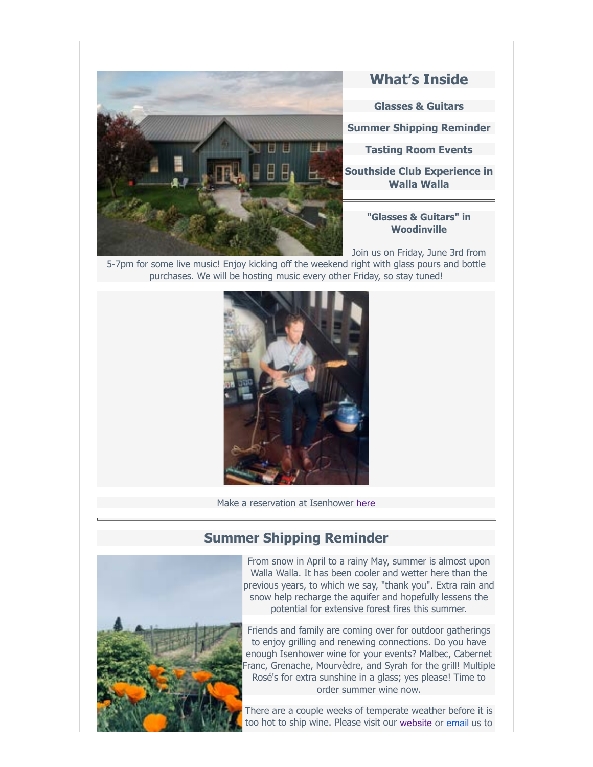## What's Inside

**Glasses & Guitars**

**Summer Shipping Reminder**

**Tasting Room Events**

**Southside Club Experience in Walla Walla**

---

### "Glasses & Guitars" in Woodinville

Join us on Friday, June 3rd from 5-7pm for some live music! Enjoy kicking off the weekend right with glass pours and bottle purchases. We will be hosting music every other Friday, so stay tuned!

Make a reservation at Isenhower here

---

## Summer Shipping Reminder

From snow in April to a rainy May, summer is almost upon Walla Walla. It has been cooler and wetter here than the previous years, to which we say, "thank you". Extra rain and snow help recharge the aquifer and hopefully lessens the potential for extensive forest fires this summer.

Friends and family are coming over for outdoor gatherings to enjoy grilling and renewing connections. Do you have enough Isenhower wine for your events? Malbec, Cabernet Franc, Grenache, Mourvèdre, and Syrah for the grill! Multiple Rosé's for extra sunshine in a glass; yes please! Time to order summer wine now.

There are a couple weeks of temperate weather before it is too hot to ship wine. Please visit our website or email us to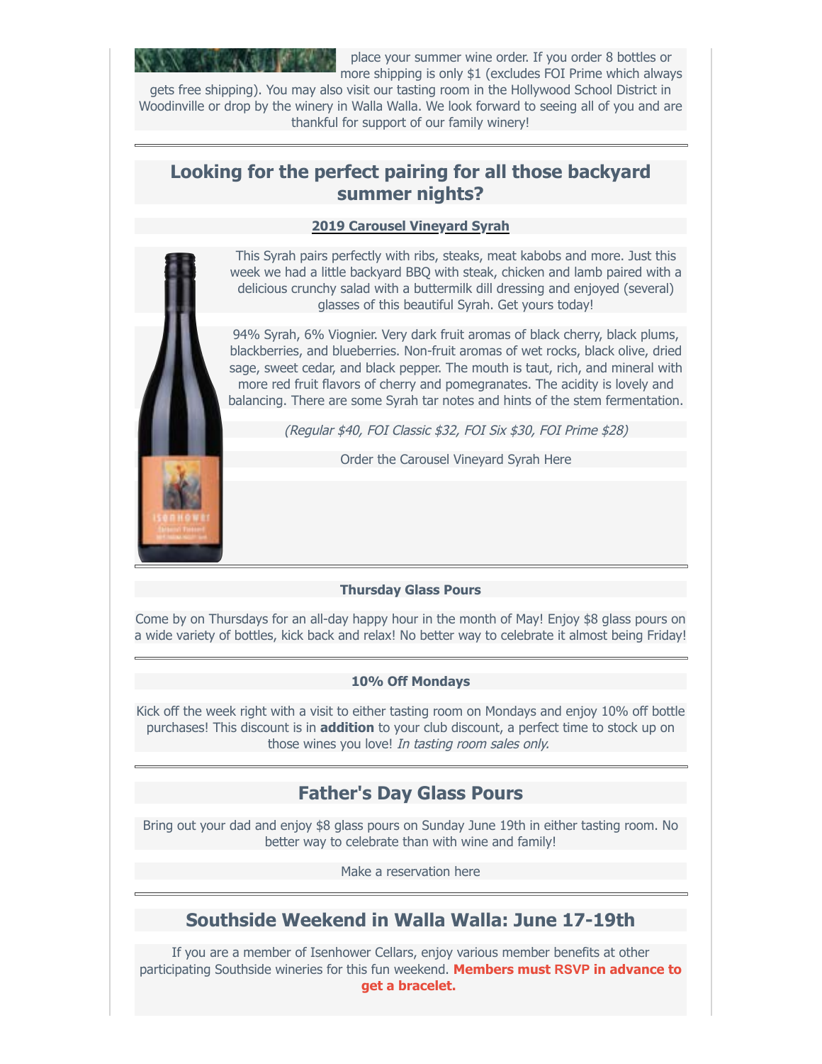place your summer wine order. If you order 8 bottles or more shipping is only $1 (excludes FOI Prime which always gets free shipping). You may also visit our tasting room in the Hollywood School District in Woodinville or drop by the winery in Walla Walla. We look forward to seeing all of you and are thankful for support of our family winery!

---

## Looking for the perfect pairing for all those backyard summer nights?

**2019 Carousel Vineyard Syrah**

This Syrah pairs perfectly with ribs, steaks, meat kabobs and more. Just this week we had a little backyard BBQ with steak, chicken and lamb paired with a delicious crunchy salad with a buttermilk dill dressing and enjoyed (several) glasses of this beautiful Syrah. Get yours today!

94% Syrah, 6% Viognier. Very dark fruit aromas of black cherry, black plums, blackberries, and blueberries. Non-fruit aromas of wet rocks, black olive, dried sage, sweet cedar, and black pepper. The mouth is taut, rich, and mineral with more red fruit flavors of cherry and pomegranates. The acidity is lovely and balancing. There are some Syrah tar notes and hints of the stem fermentation.

*(Regular $40, FOI Classic $32, FOI Six $30, FOI Prime $28)*

Order the Carousel Vineyard Syrah Here

---

**Thursday Glass Pours**

Come by on Thursdays for an all-day happy hour in the month of May! Enjoy $8 glass pours on a wide variety of bottles, kick back and relax! No better way to celebrate it almost being Friday!

---

**10% Off Mondays**

Kick off the week right with a visit to either tasting room on Mondays and enjoy 10% off bottle purchases! This discount is in **addition** to your club discount, a perfect time to stock up on those wines you love! *In tasting room sales only.*

---

## Father's Day Glass Pours

Bring out your dad and enjoy $8 glass pours on Sunday June 19th in either tasting room. No better way to celebrate than with wine and family!

Make a reservation here

---

## Southside Weekend in Walla Walla: June 17-19th

If you are a member of Isenhower Cellars, enjoy various member benefits at other participating Southside wineries for this fun weekend. **Members must RSVP in advance to get a bracelet.**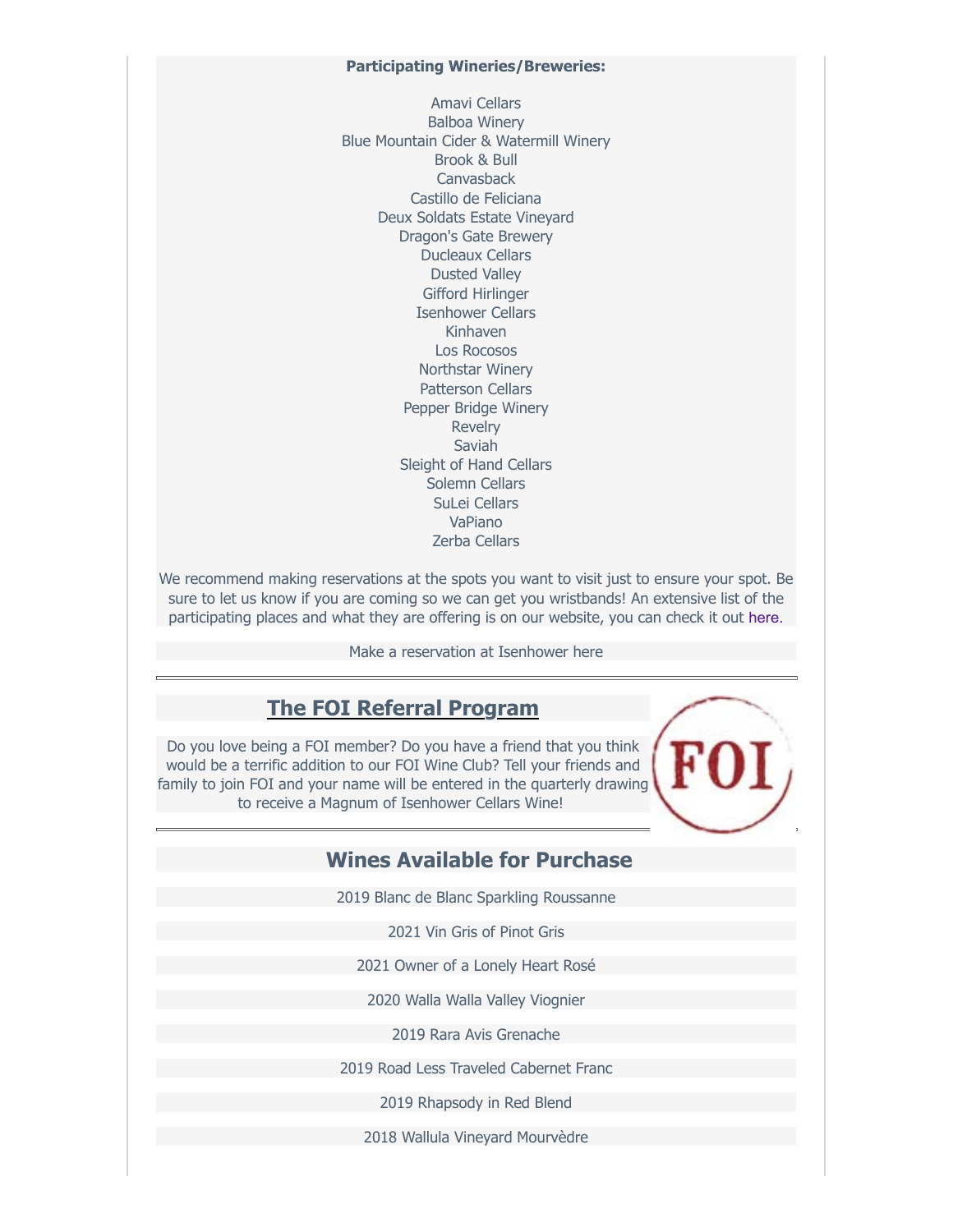**Participating Wineries/Breweries:**

Amavi Cellars
Balboa Winery
Blue Mountain Cider & Watermill Winery
Brook & Bull
Canvasback
Castillo de Feliciana
Deux Soldats Estate Vineyard
Dragon's Gate Brewery
Ducleaux Cellars
Dusted Valley
Gifford Hirlinger
Isenhower Cellars
Kinhaven
Los Rocosos
Northstar Winery
Patterson Cellars
Pepper Bridge Winery
Revelry
Saviah
Sleight of Hand Cellars
Solemn Cellars
SuLei Cellars
VaPiano
Zerba Cellars

We recommend making reservations at the spots you want to visit just to ensure your spot. Be sure to let us know if you are coming so we can get you wristbands! An extensive list of the participating places and what they are offering is on our website, you can check it out here.

Make a reservation at Isenhower here

---

## The FOI Referral Program

Do you love being a FOI member? Do you have a friend that you think would be a terrific addition to our FOI Wine Club? Tell your friends and family to join FOI and your name will be entered in the quarterly drawing to receive a Magnum of Isenhower Cellars Wine!

---

## Wines Available for Purchase

2019 Blanc de Blanc Sparkling Roussanne

2021 Vin Gris of Pinot Gris

2021 Owner of a Lonely Heart Rosé

2020 Walla Walla Valley Viognier

2019 Rara Avis Grenache

2019 Road Less Traveled Cabernet Franc

2019 Rhapsody in Red Blend

2018 Wallula Vineyard Mourvèdre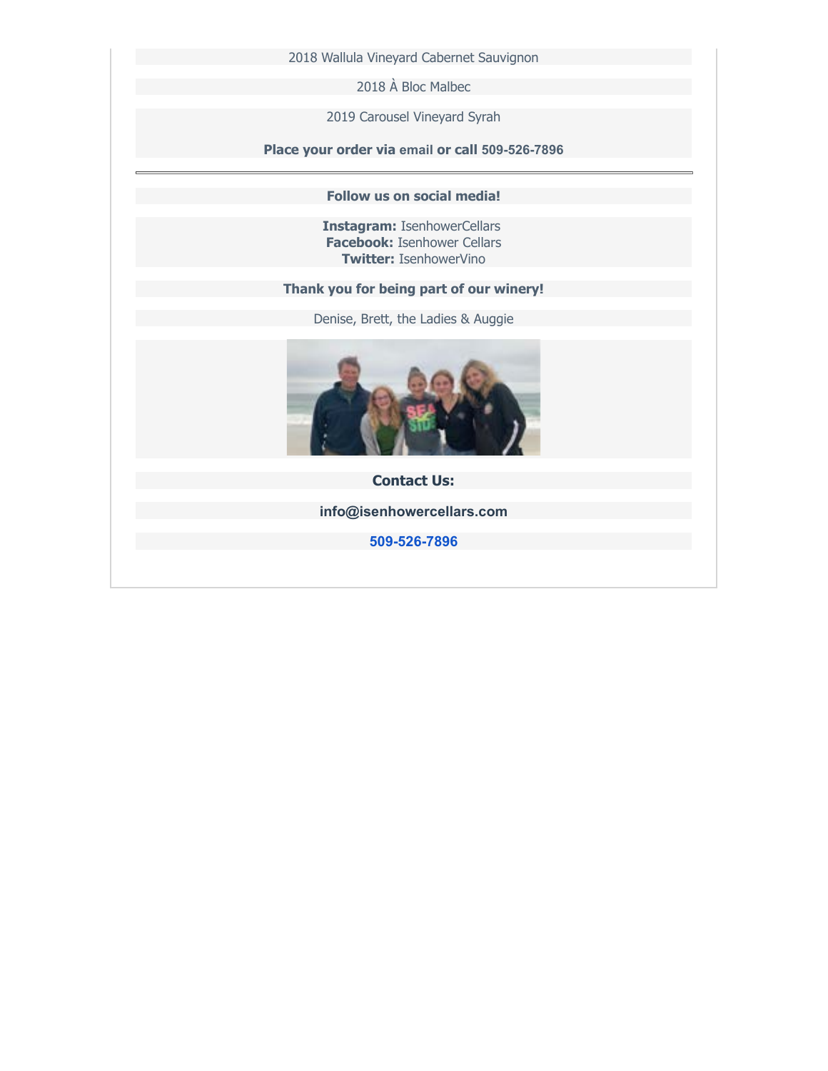2018 Wallula Vineyard Cabernet Sauvignon

2018 À Bloc Malbec

2019 Carousel Vineyard Syrah

**Place your order via email or call 509-526-7896**

---

**Follow us on social media!**

**Instagram:** IsenhowerCellars
**Facebook:** Isenhower Cellars
**Twitter:** IsenhowerVino

**Thank you for being part of our winery!**

Denise, Brett, the Ladies & Auggie

**Contact Us:**

**info@isenhowercellars.com**

**509-526-7896**